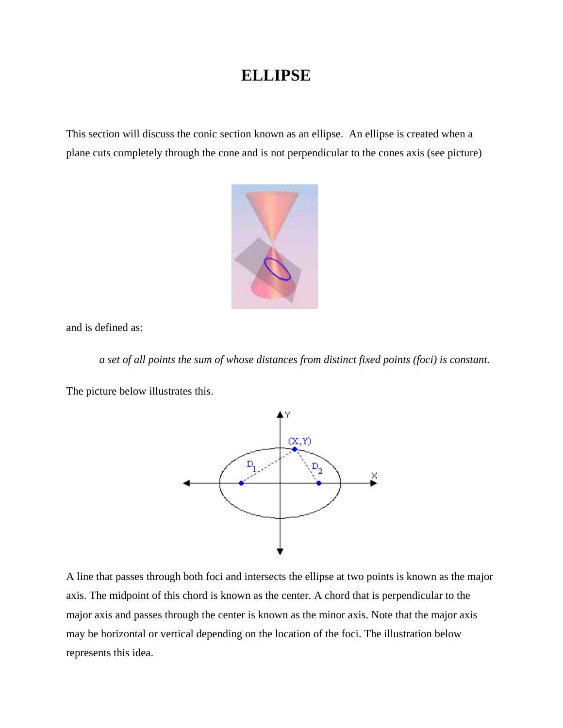# ELLIPSE

This section will discuss the conic section known as an ellipse. An ellipse is created when a plane cuts completely through the cone and is not perpendicular to the cones axis (see picture)

and is defined as:

*a set of all points the sum of whose distances from distinct fixed points (foci) is constant.*

The picture below illustrates this.

Y

(X,Y)

$D_1$

$D_2$

X

A line that passes through both foci and intersects the ellipse at two points is known as the major axis. The midpoint of this chord is known as the center. A chord that is perpendicular to the major axis and passes through the center is known as the minor axis. Note that the major axis may be horizontal or vertical depending on the location of the foci. The illustration below represents this idea.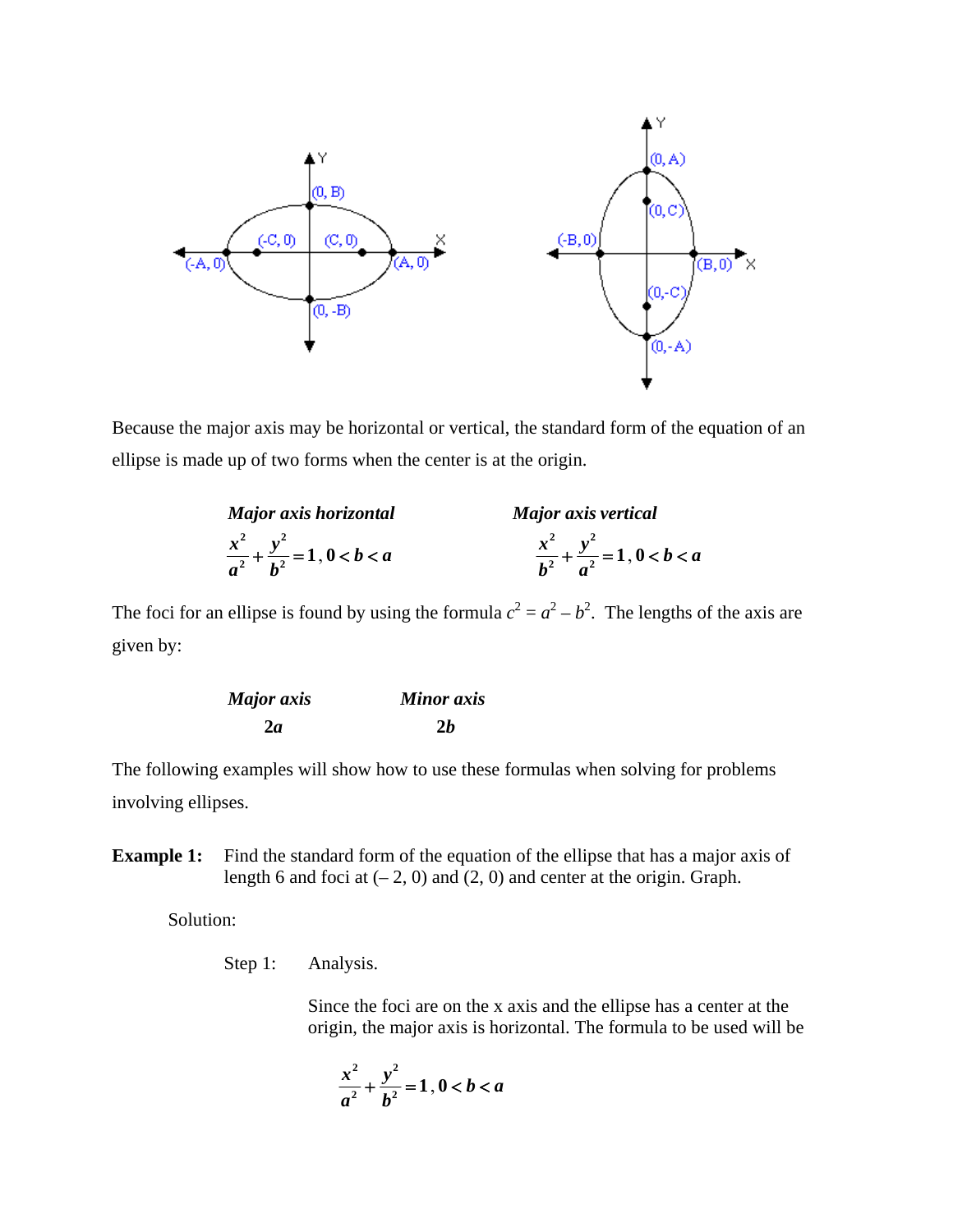(0, B)

(-C, 0)

(C, 0)

(-A, 0)

(A, 0)

(0, -B)

X

Y

(0, A)

(0, C)

(-B, 0)

(B, 0)

(0,-C)

(0,-A)

X

Y

Because the major axis may be horizontal or vertical, the standard form of the equation of an ellipse is made up of two forms when the center is at the origin.

| *Major axis horizontal* | *Major axis vertical* |
|---|---|
| $\frac{x^2}{a^2}+\frac{y^2}{b^2}=1, 0<b<a$ | $\frac{x^2}{b^2}+\frac{y^2}{a^2}=1, 0<b<a$ |

The foci for an ellipse is found by using the formula $c^2 = a^2 - b^2$. The lengths of the axis are given by:

| *Major axis* | *Minor axis* |
|---|---|
| $2a$ | $2b$ |

The following examples will show how to use these formulas when solving for problems involving ellipses.

**Example 1:** Find the standard form of the equation of the ellipse that has a major axis of length 6 and foci at (– 2, 0) and (2, 0) and center at the origin. Graph.

Solution:

Step 1: Analysis.

Since the foci are on the x axis and the ellipse has a center at the origin, the major axis is horizontal. The formula to be used will be

$$\frac{x^2}{a^2}+\frac{y^2}{b^2}=1, 0<b<a$$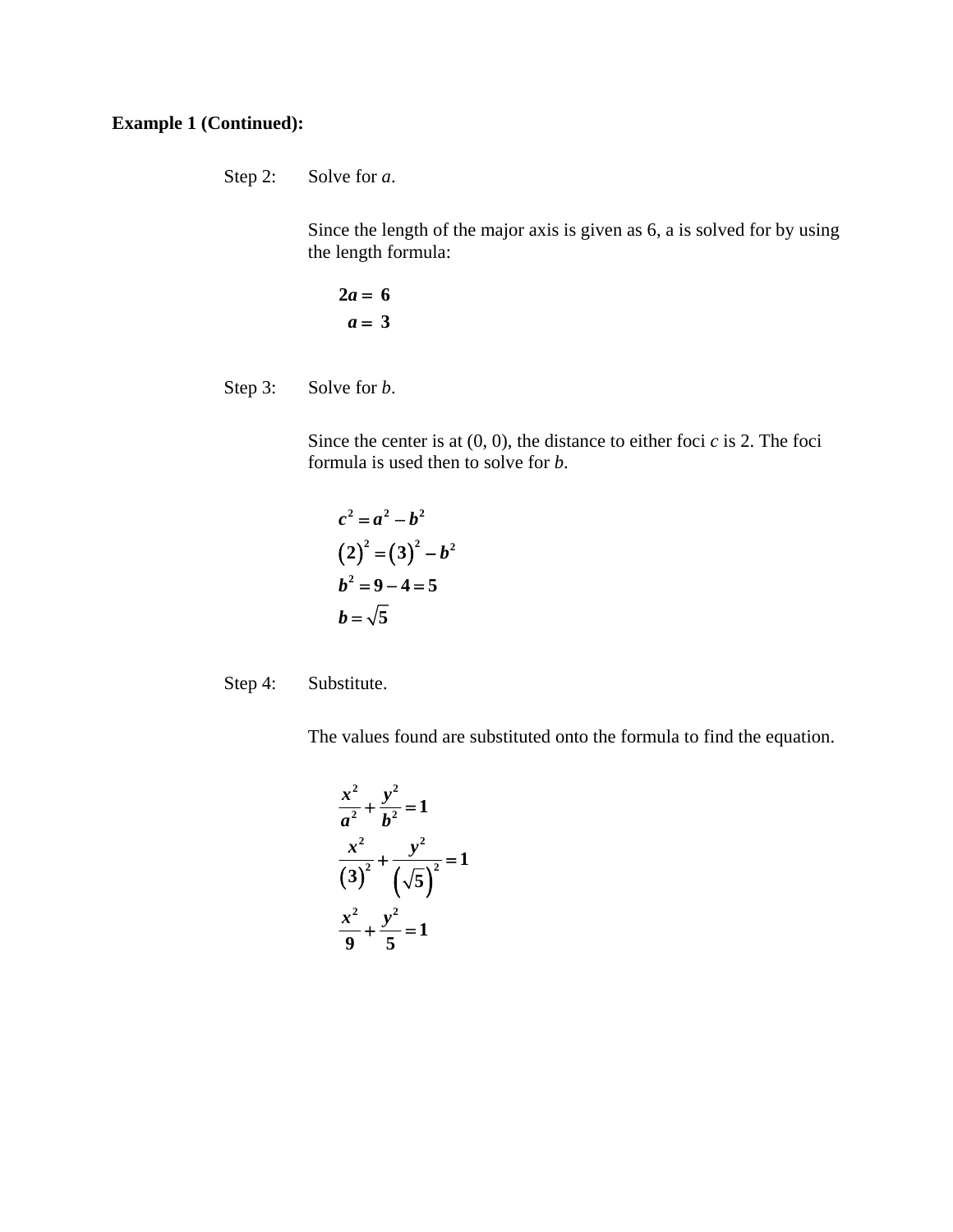**Example 1 (Continued):**

Step 2: Solve for *a*.

Since the length of the major axis is given as 6, a is solved for by using the length formula:

$$2a = 6$$
$$a = 3$$

Step 3: Solve for *b*.

Since the center is at (0, 0), the distance to either foci *c* is 2. The foci formula is used then to solve for *b*.

$$c^2 = a^2 - b^2$$
$$(2)^2 = (3)^2 - b^2$$
$$b^2 = 9 - 4 = 5$$
$$b = \sqrt{5}$$

Step 4: Substitute.

The values found are substituted onto the formula to find the equation.

$$\frac{x^2}{a^2} + \frac{y^2}{b^2} = 1$$
$$\frac{x^2}{(3)^2} + \frac{y^2}{\left(\sqrt{5}\right)^2} = 1$$
$$\frac{x^2}{9} + \frac{y^2}{5} = 1$$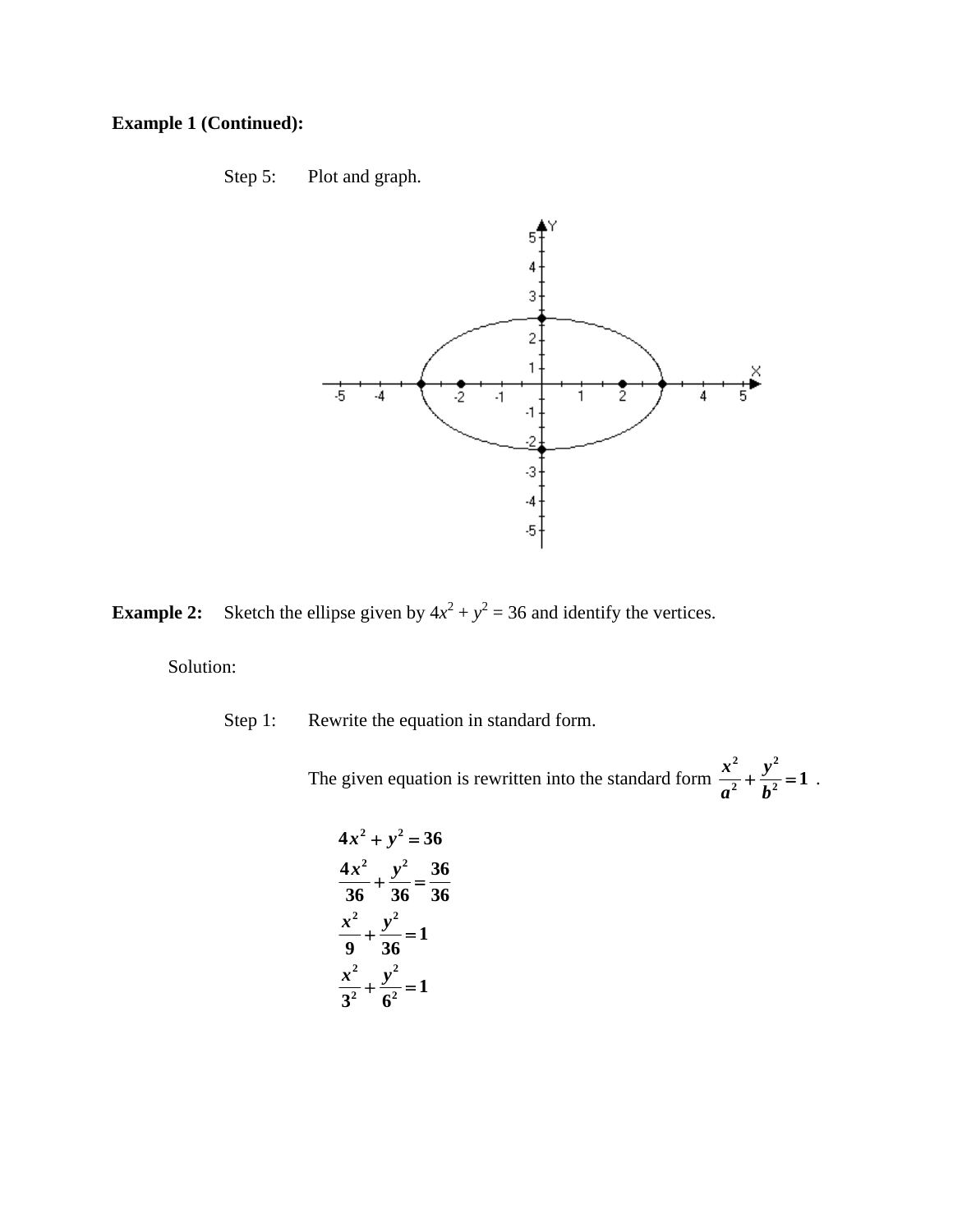**Example 1 (Continued):**

Step 5: Plot and graph.

Y
5
4
3
2
1
-5 -4 -2 -1 1 2 4 5
-1
-2
-3
-4
-5
X

**Example 2:** Sketch the ellipse given by $4x^2 + y^2 = 36$ and identify the vertices.

Solution:

Step 1: Rewrite the equation in standard form.

The given equation is rewritten into the standard form $\frac{x^2}{a^2} + \frac{y^2}{b^2} = 1$ .

$$
\begin{aligned}
4x^2 + y^2 &= 36 \\
\frac{4x^2}{36} + \frac{y^2}{36} &= \frac{36}{36} \\
\frac{x^2}{9} + \frac{y^2}{36} &= 1 \\
\frac{x^2}{3^2} + \frac{y^2}{6^2} &= 1
\end{aligned}
$$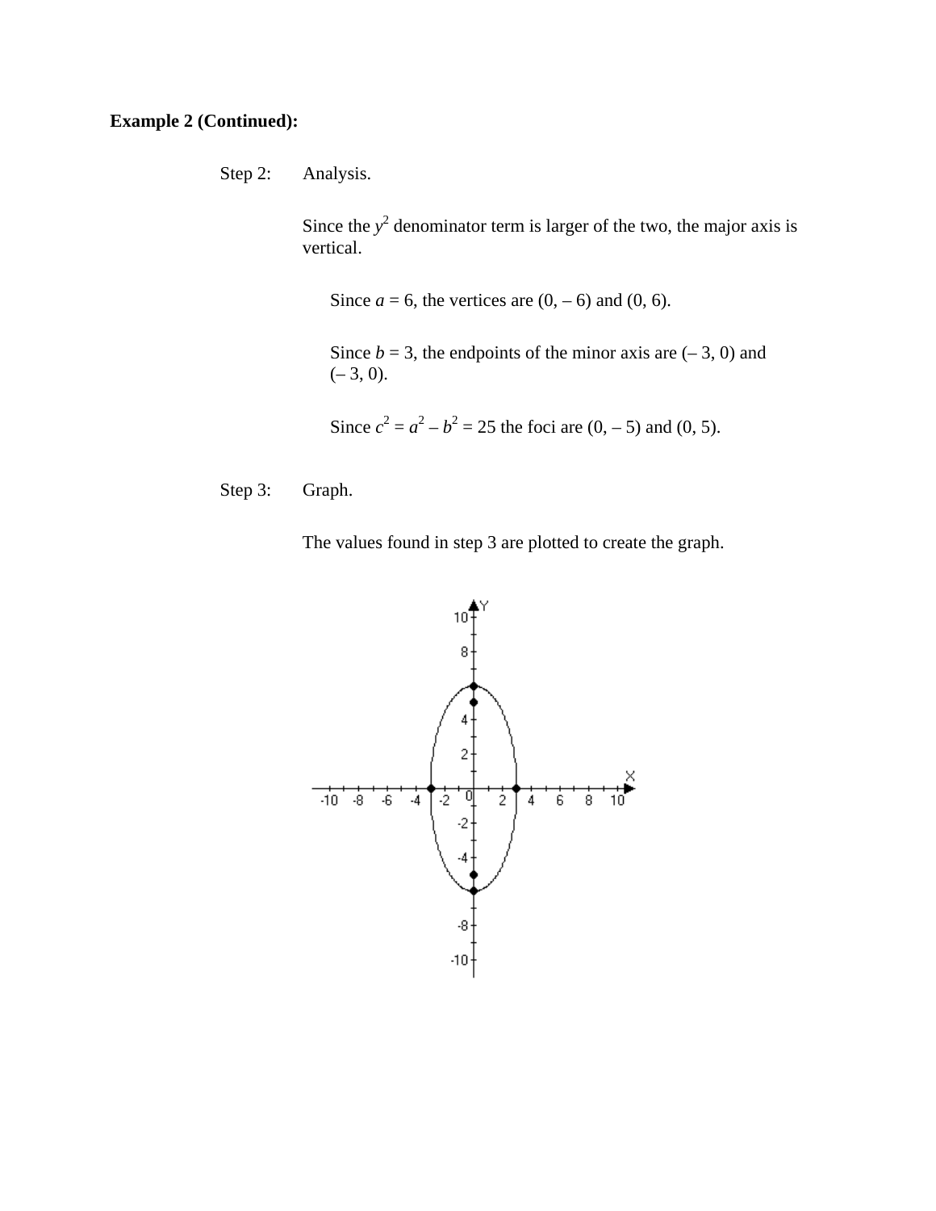**Example 2 (Continued):**

Step 2: Analysis.

Since the $y^2$ denominator term is larger of the two, the major axis is vertical.

Since $a = 6$, the vertices are (0, – 6) and (0, 6).

Since $b = 3$, the endpoints of the minor axis are (– 3, 0) and (– 3, 0).

Since $c^2 = a^2 – b^2 = 25$ the foci are (0, – 5) and (0, 5).

Step 3: Graph.

The values found in step 3 are plotted to create the graph.

Y
X
10
8
4
2
-2
-4
-8
-10
-10 -8 -6 -4 -2 0 2 4 6 8 10